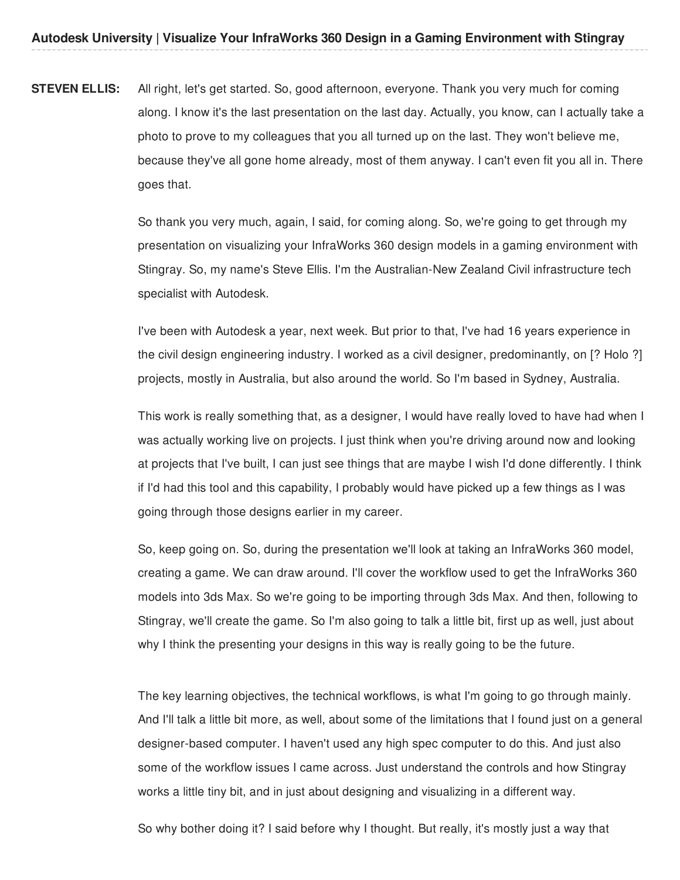**STEVEN ELLIS:** All right, let's get started. So, good afternoon, everyone. Thank you very much for coming along. I know it's the last presentation on the last day. Actually, you know, can I actually take a photo to prove to my colleagues that you all turned up on the last. They won't believe me, because they've all gone home already, most of them anyway. I can't even fit you all in. There goes that.

So thank you very much, again, I said, for coming along. So, we're going to get through my presentation on visualizing your InfraWorks 360 design models in a gaming environment with Stingray. So, my name's Steve Ellis. I'm the Australian-New Zealand Civil infrastructure tech specialist with Autodesk.

I've been with Autodesk a year, next week. But prior to that, I've had 16 years experience in the civil design engineering industry. I worked as a civil designer, predominantly, on [? Holo ?] projects, mostly in Australia, but also around the world. So I'm based in Sydney, Australia.

This work is really something that, as a designer, I would have really loved to have had when I was actually working live on projects. I just think when you're driving around now and looking at projects that I've built, I can just see things that are maybe I wish I'd done differently. I think if I'd had this tool and this capability, I probably would have picked up a few things as I was going through those designs earlier in my career.

So, keep going on. So, during the presentation we'll look at taking an InfraWorks 360 model, creating a game. We can draw around. I'll cover the workflow used to get the InfraWorks 360 models into 3ds Max. So we're going to be importing through 3ds Max. And then, following to Stingray, we'll create the game. So I'm also going to talk a little bit, first up as well, just about why I think the presenting your designs in this way is really going to be the future.

The key learning objectives, the technical workflows, is what I'm going to go through mainly. And I'll talk a little bit more, as well, about some of the limitations that I found just on a general designer-based computer. I haven't used any high spec computer to do this. And just also some of the workflow issues I came across. Just understand the controls and how Stingray works a little tiny bit, and in just about designing and visualizing in a different way.

So why bother doing it? I said before why I thought. But really, it's mostly just a way that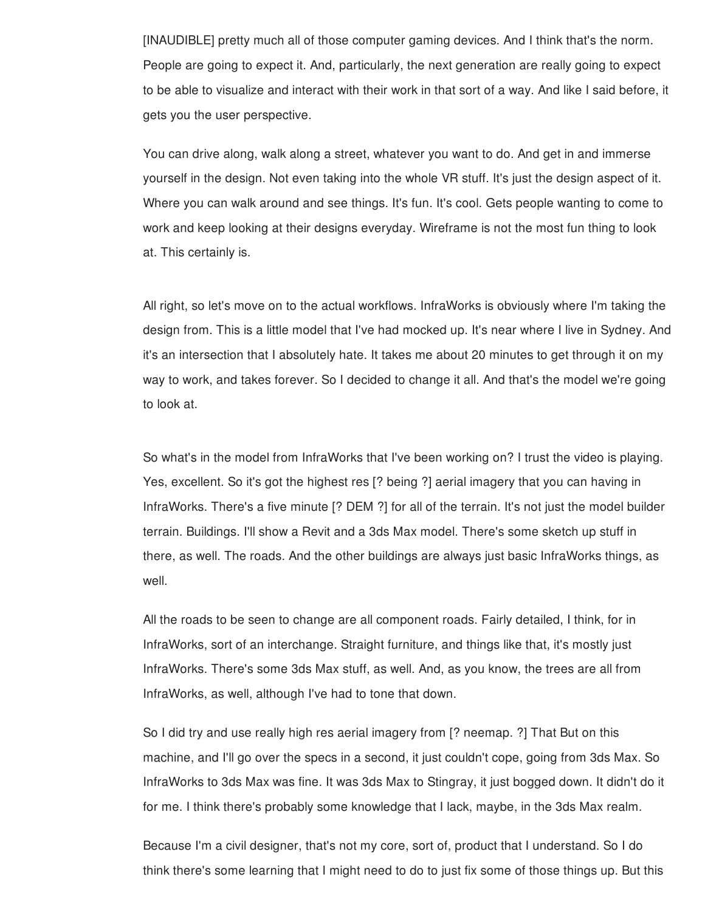[INAUDIBLE] pretty much all of those computer gaming devices. And I think that's the norm. People are going to expect it. And, particularly, the next generation are really going to expect to be able to visualize and interact with their work in that sort of a way. And like I said before, it gets you the user perspective.

You can drive along, walk along a street, whatever you want to do. And get in and immerse yourself in the design. Not even taking into the whole VR stuff. It's just the design aspect of it. Where you can walk around and see things. It's fun. It's cool. Gets people wanting to come to work and keep looking at their designs everyday. Wireframe is not the most fun thing to look at. This certainly is.

All right, so let's move on to the actual workflows. InfraWorks is obviously where I'm taking the design from. This is a little model that I've had mocked up. It's near where I live in Sydney. And it's an intersection that I absolutely hate. It takes me about 20 minutes to get through it on my way to work, and takes forever. So I decided to change it all. And that's the model we're going to look at.

So what's in the model from InfraWorks that I've been working on? I trust the video is playing. Yes, excellent. So it's got the highest res [? being ?] aerial imagery that you can having in InfraWorks. There's a five minute [? DEM ?] for all of the terrain. It's not just the model builder terrain. Buildings. I'll show a Revit and a 3ds Max model. There's some sketch up stuff in there, as well. The roads. And the other buildings are always just basic InfraWorks things, as well.

All the roads to be seen to change are all component roads. Fairly detailed, I think, for in InfraWorks, sort of an interchange. Straight furniture, and things like that, it's mostly just InfraWorks. There's some 3ds Max stuff, as well. And, as you know, the trees are all from InfraWorks, as well, although I've had to tone that down.

So I did try and use really high res aerial imagery from [? neemap. ?] That But on this machine, and I'll go over the specs in a second, it just couldn't cope, going from 3ds Max. So InfraWorks to 3ds Max was fine. It was 3ds Max to Stingray, it just bogged down. It didn't do it for me. I think there's probably some knowledge that I lack, maybe, in the 3ds Max realm.

Because I'm a civil designer, that's not my core, sort of, product that I understand. So I do think there's some learning that I might need to do to just fix some of those things up. But this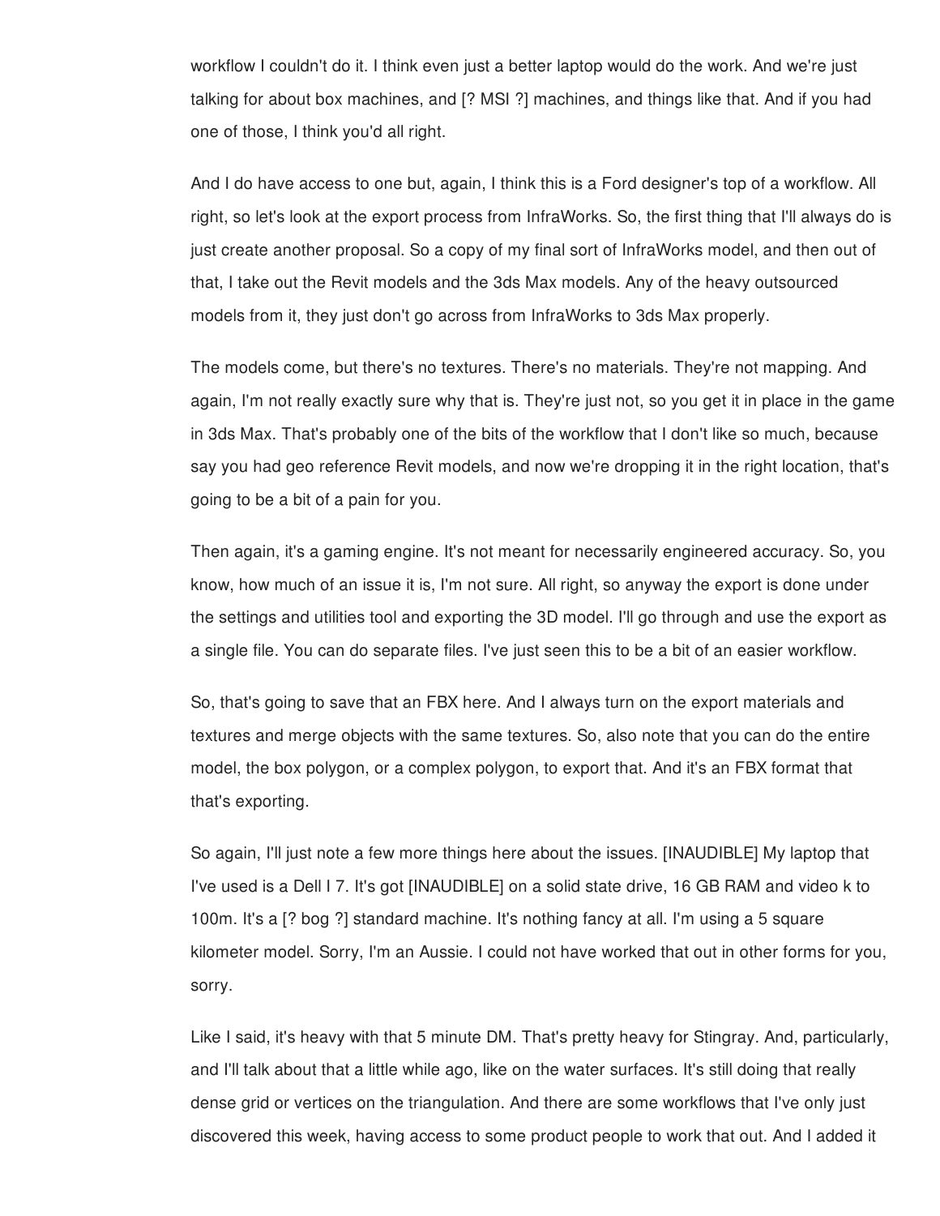workflow I couldn't do it. I think even just a better laptop would do the work. And we're just talking for about box machines, and [? MSI ?] machines, and things like that. And if you had one of those, I think you'd all right.

And I do have access to one but, again, I think this is a Ford designer's top of a workflow. All right, so let's look at the export process from InfraWorks. So, the first thing that I'll always do is just create another proposal. So a copy of my final sort of InfraWorks model, and then out of that, I take out the Revit models and the 3ds Max models. Any of the heavy outsourced models from it, they just don't go across from InfraWorks to 3ds Max properly.

The models come, but there's no textures. There's no materials. They're not mapping. And again, I'm not really exactly sure why that is. They're just not, so you get it in place in the game in 3ds Max. That's probably one of the bits of the workflow that I don't like so much, because say you had geo reference Revit models, and now we're dropping it in the right location, that's going to be a bit of a pain for you.

Then again, it's a gaming engine. It's not meant for necessarily engineered accuracy. So, you know, how much of an issue it is, I'm not sure. All right, so anyway the export is done under the settings and utilities tool and exporting the 3D model. I'll go through and use the export as a single file. You can do separate files. I've just seen this to be a bit of an easier workflow.

So, that's going to save that an FBX here. And I always turn on the export materials and textures and merge objects with the same textures. So, also note that you can do the entire model, the box polygon, or a complex polygon, to export that. And it's an FBX format that that's exporting.

So again, I'll just note a few more things here about the issues. [INAUDIBLE] My laptop that I've used is a Dell I 7. It's got [INAUDIBLE] on a solid state drive, 16 GB RAM and video k to 100m. It's a [? bog ?] standard machine. It's nothing fancy at all. I'm using a 5 square kilometer model. Sorry, I'm an Aussie. I could not have worked that out in other forms for you, sorry.

Like I said, it's heavy with that 5 minute DM. That's pretty heavy for Stingray. And, particularly, and I'll talk about that a little while ago, like on the water surfaces. It's still doing that really dense grid or vertices on the triangulation. And there are some workflows that I've only just discovered this week, having access to some product people to work that out. And I added it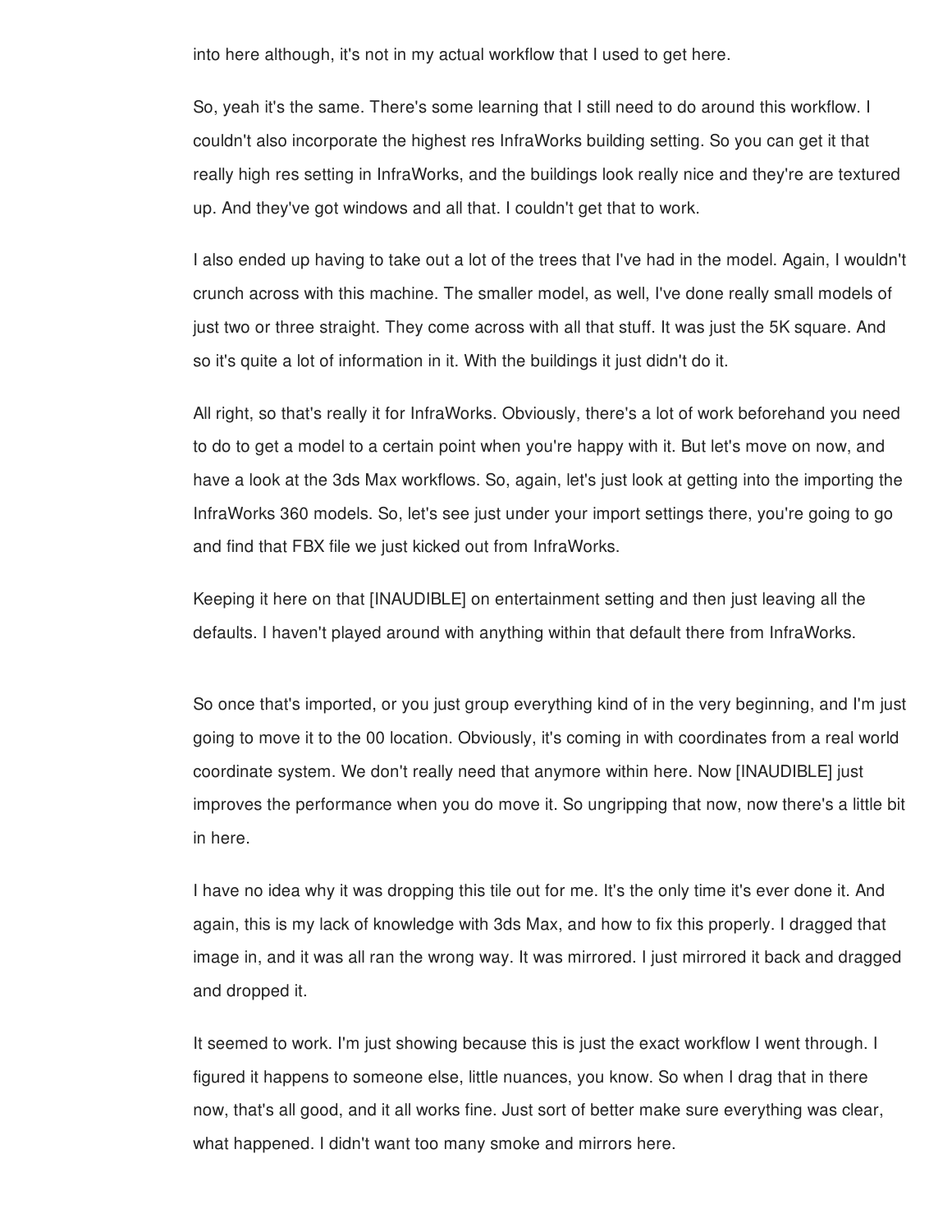into here although, it's not in my actual workflow that I used to get here.

So, yeah it's the same. There's some learning that I still need to do around this workflow. I couldn't also incorporate the highest res InfraWorks building setting. So you can get it that really high res setting in InfraWorks, and the buildings look really nice and they're are textured up. And they've got windows and all that. I couldn't get that to work.

I also ended up having to take out a lot of the trees that I've had in the model. Again, I wouldn't crunch across with this machine. The smaller model, as well, I've done really small models of just two or three straight. They come across with all that stuff. It was just the 5K square. And so it's quite a lot of information in it. With the buildings it just didn't do it.

All right, so that's really it for InfraWorks. Obviously, there's a lot of work beforehand you need to do to get a model to a certain point when you're happy with it. But let's move on now, and have a look at the 3ds Max workflows. So, again, let's just look at getting into the importing the InfraWorks 360 models. So, let's see just under your import settings there, you're going to go and find that FBX file we just kicked out from InfraWorks.

Keeping it here on that [INAUDIBLE] on entertainment setting and then just leaving all the defaults. I haven't played around with anything within that default there from InfraWorks.

So once that's imported, or you just group everything kind of in the very beginning, and I'm just going to move it to the 00 location. Obviously, it's coming in with coordinates from a real world coordinate system. We don't really need that anymore within here. Now [INAUDIBLE] just improves the performance when you do move it. So ungripping that now, now there's a little bit in here.

I have no idea why it was dropping this tile out for me. It's the only time it's ever done it. And again, this is my lack of knowledge with 3ds Max, and how to fix this properly. I dragged that image in, and it was all ran the wrong way. It was mirrored. I just mirrored it back and dragged and dropped it.

It seemed to work. I'm just showing because this is just the exact workflow I went through. I figured it happens to someone else, little nuances, you know. So when I drag that in there now, that's all good, and it all works fine. Just sort of better make sure everything was clear, what happened. I didn't want too many smoke and mirrors here.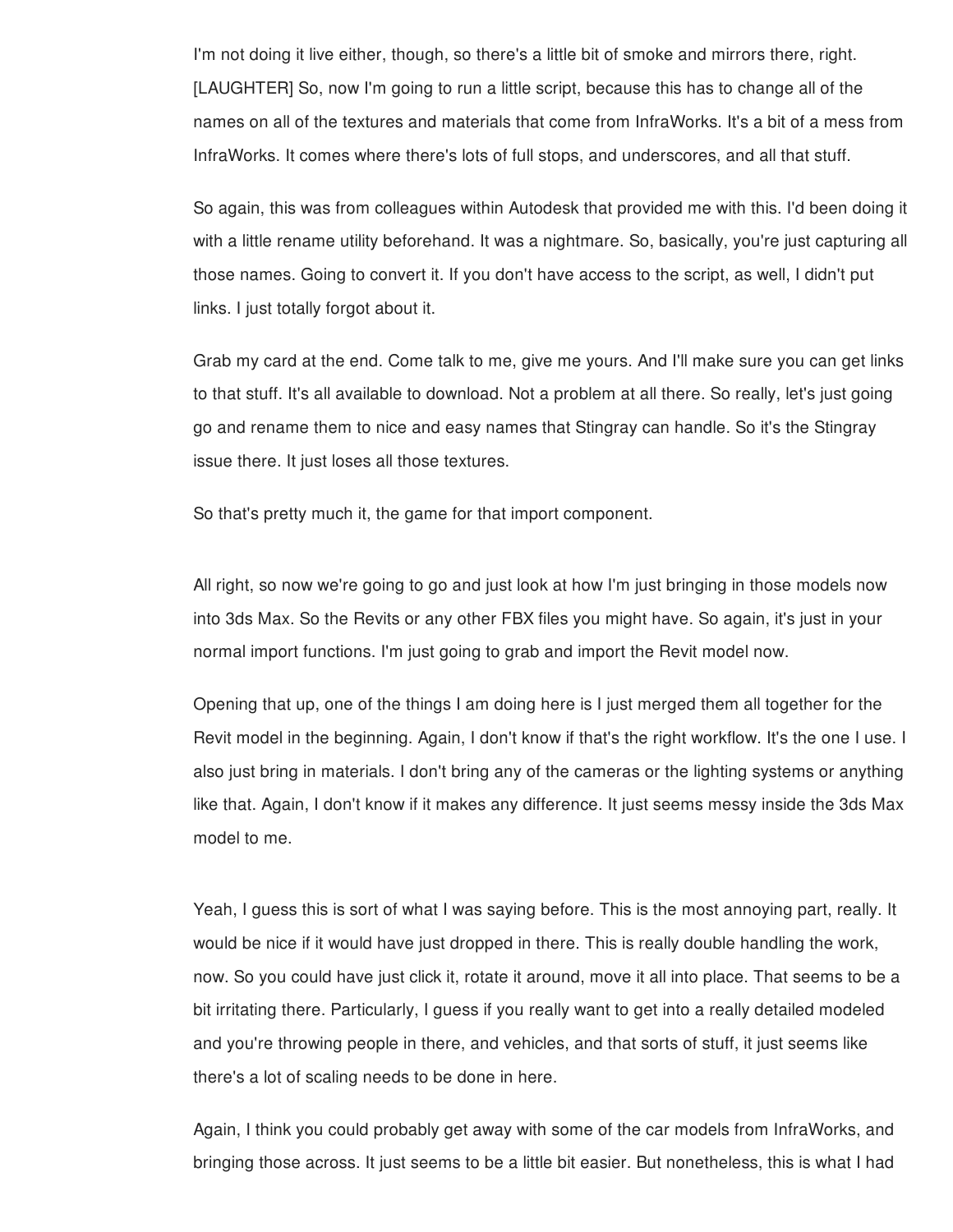I'm not doing it live either, though, so there's a little bit of smoke and mirrors there, right. [LAUGHTER] So, now I'm going to run a little script, because this has to change all of the names on all of the textures and materials that come from InfraWorks. It's a bit of a mess from InfraWorks. It comes where there's lots of full stops, and underscores, and all that stuff.

So again, this was from colleagues within Autodesk that provided me with this. I'd been doing it with a little rename utility beforehand. It was a nightmare. So, basically, you're just capturing all those names. Going to convert it. If you don't have access to the script, as well, I didn't put links. I just totally forgot about it.

Grab my card at the end. Come talk to me, give me yours. And I'll make sure you can get links to that stuff. It's all available to download. Not a problem at all there. So really, let's just going go and rename them to nice and easy names that Stingray can handle. So it's the Stingray issue there. It just loses all those textures.

So that's pretty much it, the game for that import component.

All right, so now we're going to go and just look at how I'm just bringing in those models now into 3ds Max. So the Revits or any other FBX files you might have. So again, it's just in your normal import functions. I'm just going to grab and import the Revit model now.

Opening that up, one of the things I am doing here is I just merged them all together for the Revit model in the beginning. Again, I don't know if that's the right workflow. It's the one I use. I also just bring in materials. I don't bring any of the cameras or the lighting systems or anything like that. Again, I don't know if it makes any difference. It just seems messy inside the 3ds Max model to me.

Yeah, I guess this is sort of what I was saying before. This is the most annoying part, really. It would be nice if it would have just dropped in there. This is really double handling the work, now. So you could have just click it, rotate it around, move it all into place. That seems to be a bit irritating there. Particularly, I guess if you really want to get into a really detailed modeled and you're throwing people in there, and vehicles, and that sorts of stuff, it just seems like there's a lot of scaling needs to be done in here.

Again, I think you could probably get away with some of the car models from InfraWorks, and bringing those across. It just seems to be a little bit easier. But nonetheless, this is what I had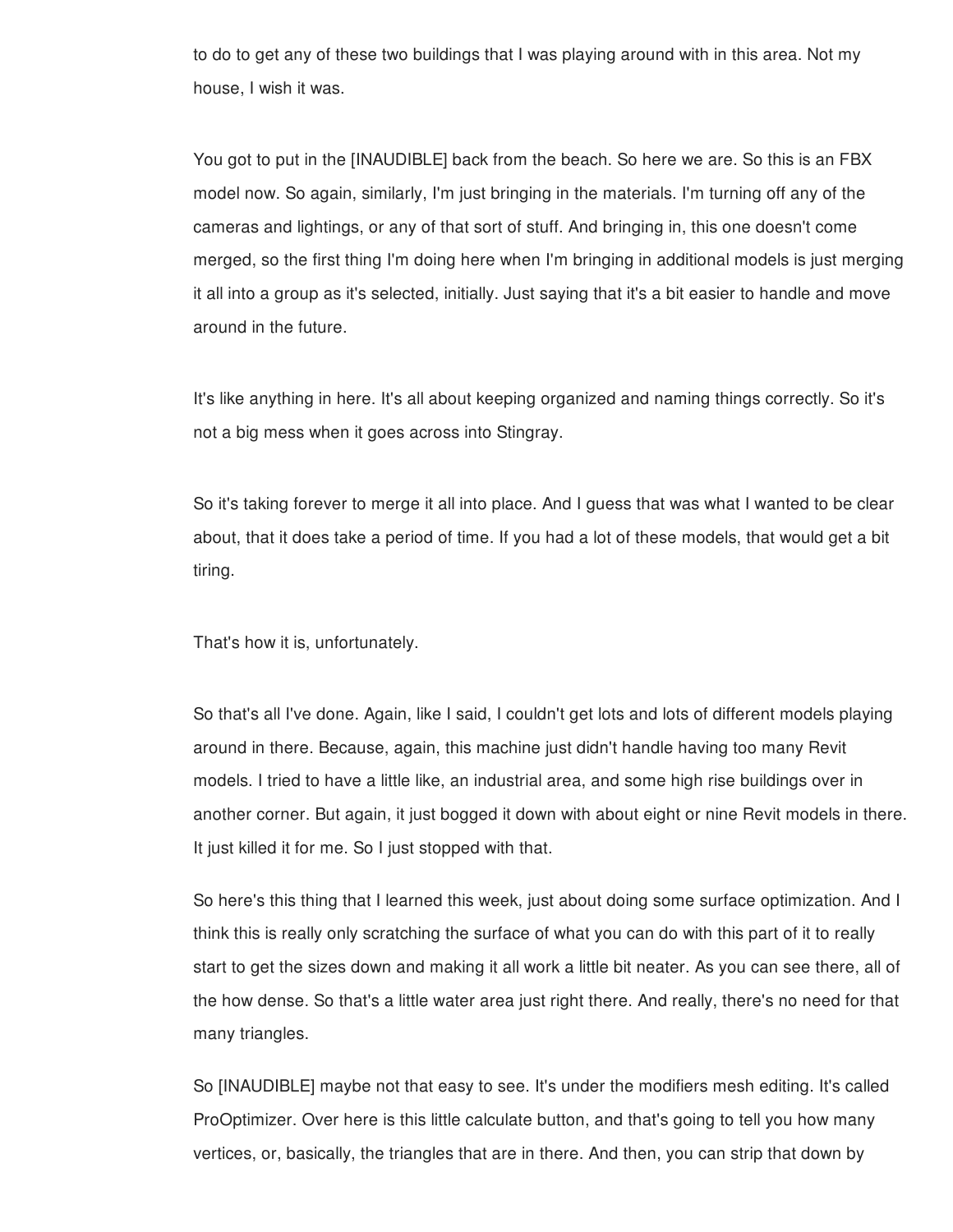to do to get any of these two buildings that I was playing around with in this area. Not my house, I wish it was.

You got to put in the [INAUDIBLE] back from the beach. So here we are. So this is an FBX model now. So again, similarly, I'm just bringing in the materials. I'm turning off any of the cameras and lightings, or any of that sort of stuff. And bringing in, this one doesn't come merged, so the first thing I'm doing here when I'm bringing in additional models is just merging it all into a group as it's selected, initially. Just saying that it's a bit easier to handle and move around in the future.

It's like anything in here. It's all about keeping organized and naming things correctly. So it's not a big mess when it goes across into Stingray.

So it's taking forever to merge it all into place. And I guess that was what I wanted to be clear about, that it does take a period of time. If you had a lot of these models, that would get a bit tiring.

That's how it is, unfortunately.

So that's all I've done. Again, like I said, I couldn't get lots and lots of different models playing around in there. Because, again, this machine just didn't handle having too many Revit models. I tried to have a little like, an industrial area, and some high rise buildings over in another corner. But again, it just bogged it down with about eight or nine Revit models in there. It just killed it for me. So I just stopped with that.

So here's this thing that I learned this week, just about doing some surface optimization. And I think this is really only scratching the surface of what you can do with this part of it to really start to get the sizes down and making it all work a little bit neater. As you can see there, all of the how dense. So that's a little water area just right there. And really, there's no need for that many triangles.

So [INAUDIBLE] maybe not that easy to see. It's under the modifiers mesh editing. It's called ProOptimizer. Over here is this little calculate button, and that's going to tell you how many vertices, or, basically, the triangles that are in there. And then, you can strip that down by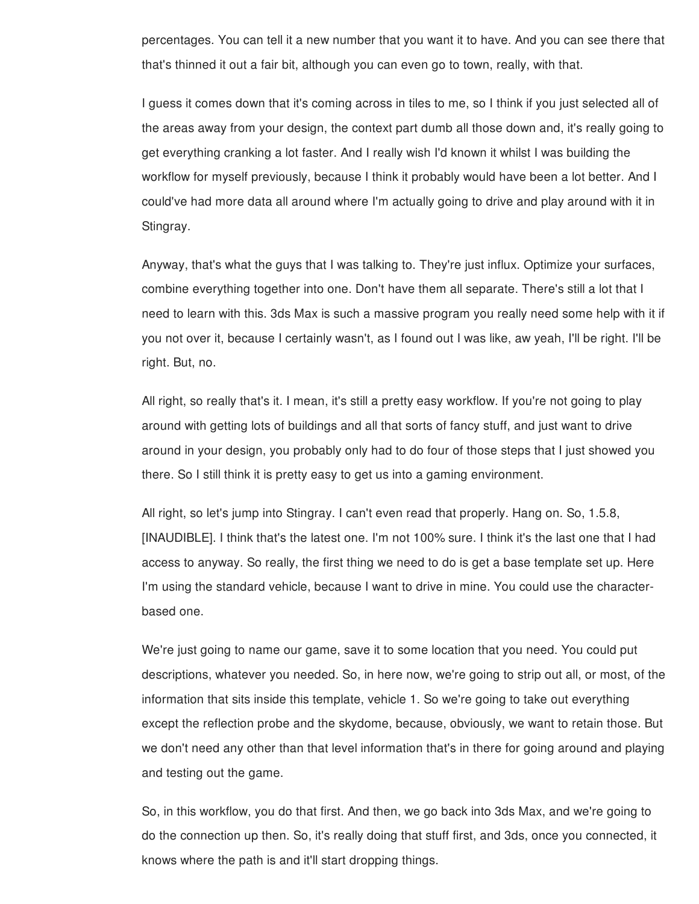percentages. You can tell it a new number that you want it to have. And you can see there that that's thinned it out a fair bit, although you can even go to town, really, with that.

I guess it comes down that it's coming across in tiles to me, so I think if you just selected all of the areas away from your design, the context part dumb all those down and, it's really going to get everything cranking a lot faster. And I really wish I'd known it whilst I was building the workflow for myself previously, because I think it probably would have been a lot better. And I could've had more data all around where I'm actually going to drive and play around with it in Stingray.

Anyway, that's what the guys that I was talking to. They're just influx. Optimize your surfaces, combine everything together into one. Don't have them all separate. There's still a lot that I need to learn with this. 3ds Max is such a massive program you really need some help with it if you not over it, because I certainly wasn't, as I found out I was like, aw yeah, I'll be right. I'll be right. But, no.

All right, so really that's it. I mean, it's still a pretty easy workflow. If you're not going to play around with getting lots of buildings and all that sorts of fancy stuff, and just want to drive around in your design, you probably only had to do four of those steps that I just showed you there. So I still think it is pretty easy to get us into a gaming environment.

All right, so let's jump into Stingray. I can't even read that properly. Hang on. So, 1.5.8, [INAUDIBLE]. I think that's the latest one. I'm not 100% sure. I think it's the last one that I had access to anyway. So really, the first thing we need to do is get a base template set up. Here I'm using the standard vehicle, because I want to drive in mine. You could use the character-based one.

We're just going to name our game, save it to some location that you need. You could put descriptions, whatever you needed. So, in here now, we're going to strip out all, or most, of the information that sits inside this template, vehicle 1. So we're going to take out everything except the reflection probe and the skydome, because, obviously, we want to retain those. But we don't need any other than that level information that's in there for going around and playing and testing out the game.

So, in this workflow, you do that first. And then, we go back into 3ds Max, and we're going to do the connection up then. So, it's really doing that stuff first, and 3ds, once you connected, it knows where the path is and it'll start dropping things.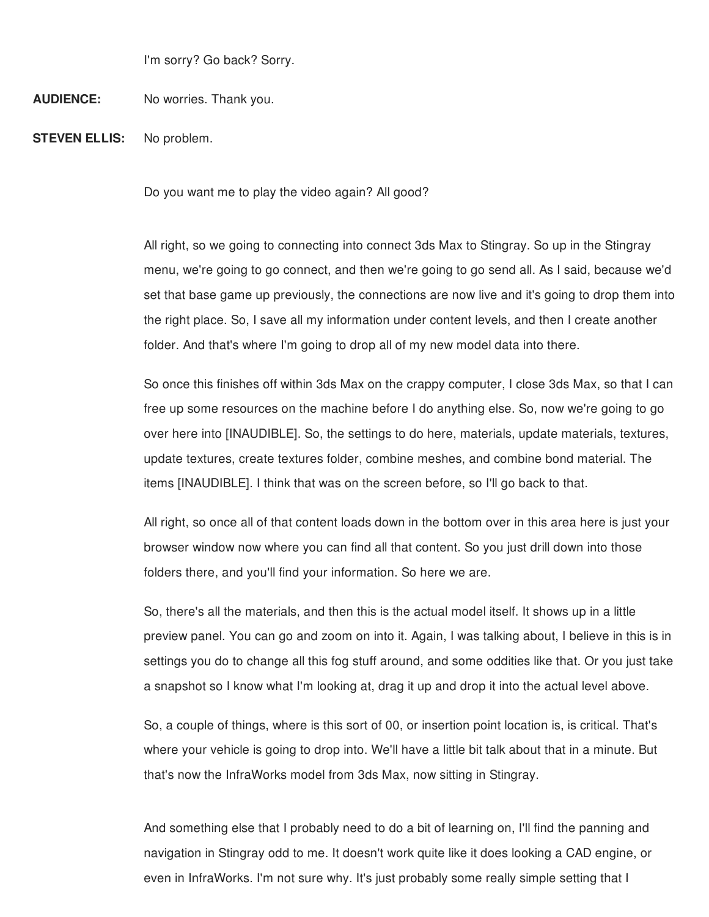I'm sorry? Go back? Sorry.

**AUDIENCE:** No worries. Thank you.

**STEVEN ELLIS:** No problem.

Do you want me to play the video again? All good?

All right, so we going to connecting into connect 3ds Max to Stingray. So up in the Stingray menu, we're going to go connect, and then we're going to go send all. As I said, because we'd set that base game up previously, the connections are now live and it's going to drop them into the right place. So, I save all my information under content levels, and then I create another folder. And that's where I'm going to drop all of my new model data into there.

So once this finishes off within 3ds Max on the crappy computer, I close 3ds Max, so that I can free up some resources on the machine before I do anything else. So, now we're going to go over here into [INAUDIBLE]. So, the settings to do here, materials, update materials, textures, update textures, create textures folder, combine meshes, and combine bond material. The items [INAUDIBLE]. I think that was on the screen before, so I'll go back to that.

All right, so once all of that content loads down in the bottom over in this area here is just your browser window now where you can find all that content. So you just drill down into those folders there, and you'll find your information. So here we are.

So, there's all the materials, and then this is the actual model itself. It shows up in a little preview panel. You can go and zoom on into it. Again, I was talking about, I believe in this is in settings you do to change all this fog stuff around, and some oddities like that. Or you just take a snapshot so I know what I'm looking at, drag it up and drop it into the actual level above.

So, a couple of things, where is this sort of 00, or insertion point location is, is critical. That's where your vehicle is going to drop into. We'll have a little bit talk about that in a minute. But that's now the InfraWorks model from 3ds Max, now sitting in Stingray.

And something else that I probably need to do a bit of learning on, I'll find the panning and navigation in Stingray odd to me. It doesn't work quite like it does looking a CAD engine, or even in InfraWorks. I'm not sure why. It's just probably some really simple setting that I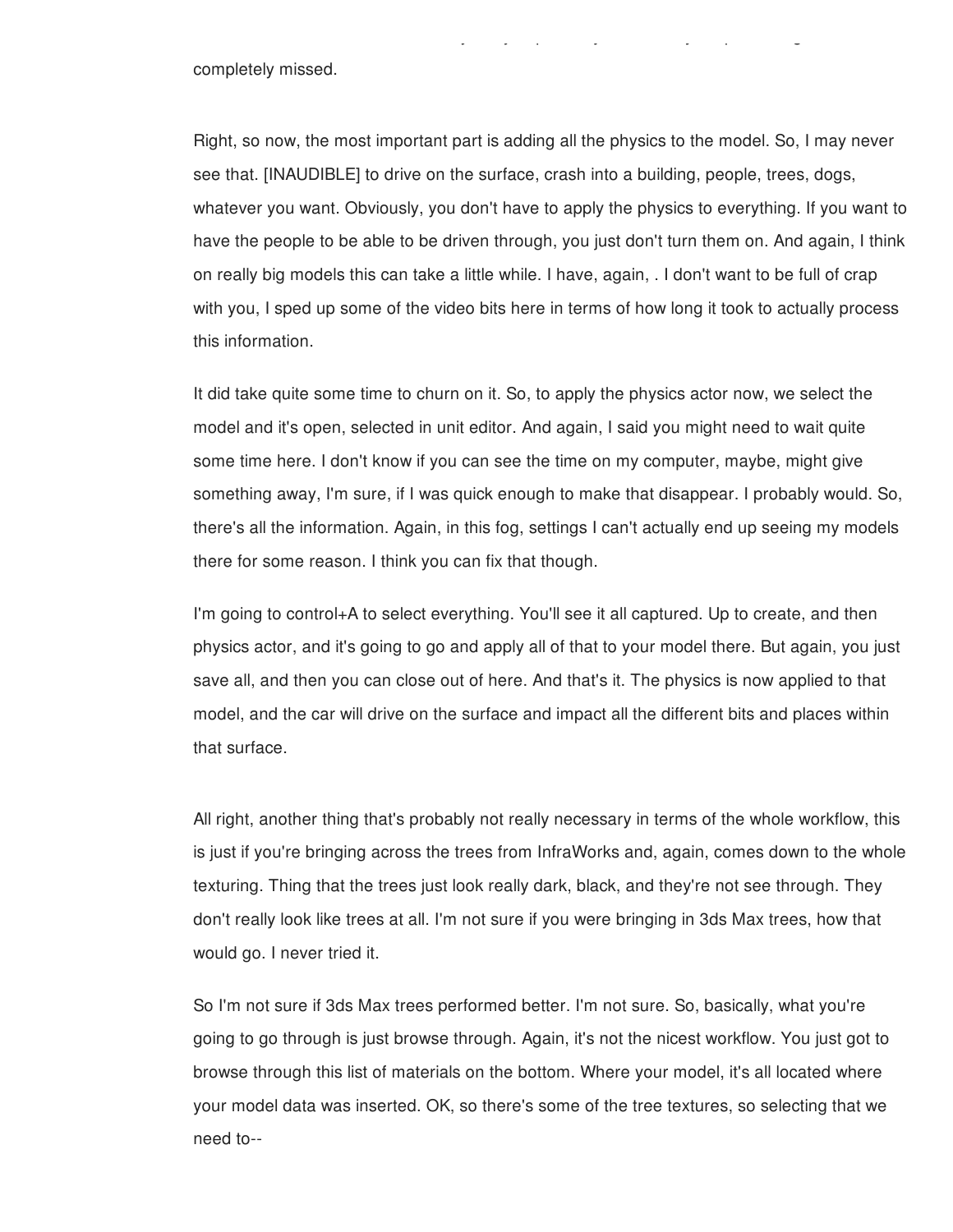completely missed.

Right, so now, the most important part is adding all the physics to the model. So, I may never see that. [INAUDIBLE] to drive on the surface, crash into a building, people, trees, dogs, whatever you want. Obviously, you don't have to apply the physics to everything. If you want to have the people to be able to be driven through, you just don't turn them on. And again, I think on really big models this can take a little while. I have, again, . I don't want to be full of crap with you, I sped up some of the video bits here in terms of how long it took to actually process this information.

It did take quite some time to churn on it. So, to apply the physics actor now, we select the model and it's open, selected in unit editor. And again, I said you might need to wait quite some time here. I don't know if you can see the time on my computer, maybe, might give something away, I'm sure, if I was quick enough to make that disappear. I probably would. So, there's all the information. Again, in this fog, settings I can't actually end up seeing my models there for some reason. I think you can fix that though.

I'm going to control+A to select everything. You'll see it all captured. Up to create, and then physics actor, and it's going to go and apply all of that to your model there. But again, you just save all, and then you can close out of here. And that's it. The physics is now applied to that model, and the car will drive on the surface and impact all the different bits and places within that surface.

All right, another thing that's probably not really necessary in terms of the whole workflow, this is just if you're bringing across the trees from InfraWorks and, again, comes down to the whole texturing. Thing that the trees just look really dark, black, and they're not see through. They don't really look like trees at all. I'm not sure if you were bringing in 3ds Max trees, how that would go. I never tried it.

So I'm not sure if 3ds Max trees performed better. I'm not sure. So, basically, what you're going to go through is just browse through. Again, it's not the nicest workflow. You just got to browse through this list of materials on the bottom. Where your model, it's all located where your model data was inserted. OK, so there's some of the tree textures, so selecting that we need to--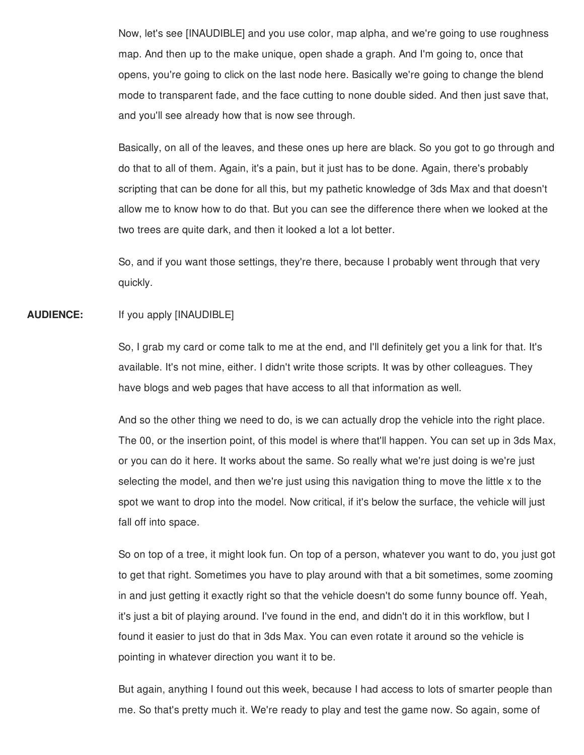Now, let's see [INAUDIBLE] and you use color, map alpha, and we're going to use roughness map. And then up to the make unique, open shade a graph. And I'm going to, once that opens, you're going to click on the last node here. Basically we're going to change the blend mode to transparent fade, and the face cutting to none double sided. And then just save that, and you'll see already how that is now see through.

Basically, on all of the leaves, and these ones up here are black. So you got to go through and do that to all of them. Again, it's a pain, but it just has to be done. Again, there's probably scripting that can be done for all this, but my pathetic knowledge of 3ds Max and that doesn't allow me to know how to do that. But you can see the difference there when we looked at the two trees are quite dark, and then it looked a lot a lot better.

So, and if you want those settings, they're there, because I probably went through that very quickly.

**AUDIENCE:** If you apply [INAUDIBLE]

So, I grab my card or come talk to me at the end, and I'll definitely get you a link for that. It's available. It's not mine, either. I didn't write those scripts. It was by other colleagues. They have blogs and web pages that have access to all that information as well.

And so the other thing we need to do, is we can actually drop the vehicle into the right place. The 00, or the insertion point, of this model is where that'll happen. You can set up in 3ds Max, or you can do it here. It works about the same. So really what we're just doing is we're just selecting the model, and then we're just using this navigation thing to move the little x to the spot we want to drop into the model. Now critical, if it's below the surface, the vehicle will just fall off into space.

So on top of a tree, it might look fun. On top of a person, whatever you want to do, you just got to get that right. Sometimes you have to play around with that a bit sometimes, some zooming in and just getting it exactly right so that the vehicle doesn't do some funny bounce off. Yeah, it's just a bit of playing around. I've found in the end, and didn't do it in this workflow, but I found it easier to just do that in 3ds Max. You can even rotate it around so the vehicle is pointing in whatever direction you want it to be.

But again, anything I found out this week, because I had access to lots of smarter people than me. So that's pretty much it. We're ready to play and test the game now. So again, some of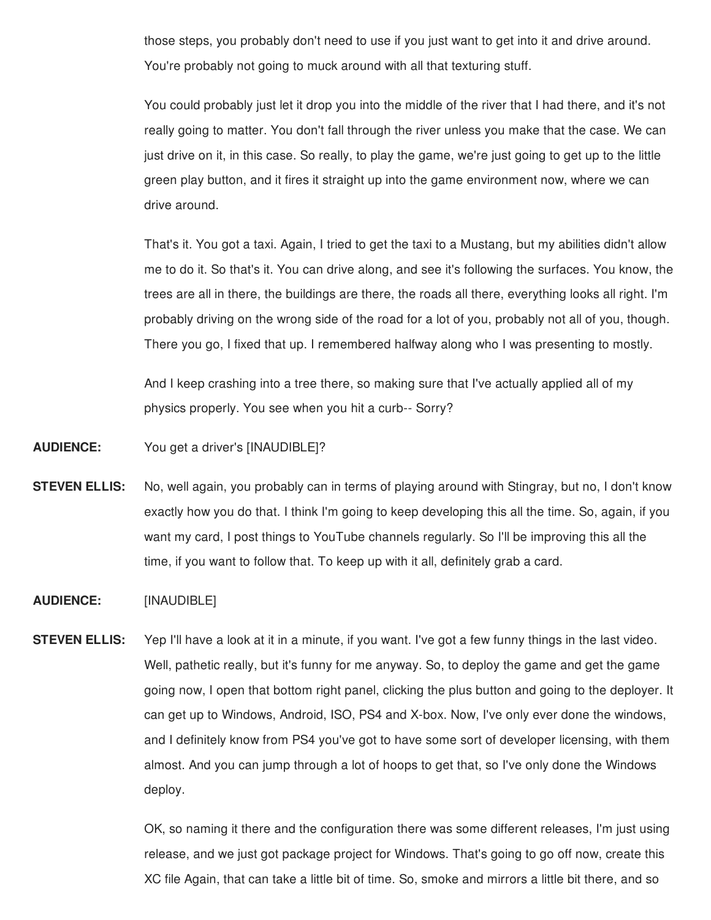those steps, you probably don't need to use if you just want to get into it and drive around. You're probably not going to muck around with all that texturing stuff.

You could probably just let it drop you into the middle of the river that I had there, and it's not really going to matter. You don't fall through the river unless you make that the case. We can just drive on it, in this case. So really, to play the game, we're just going to get up to the little green play button, and it fires it straight up into the game environment now, where we can drive around.

That's it. You got a taxi. Again, I tried to get the taxi to a Mustang, but my abilities didn't allow me to do it. So that's it. You can drive along, and see it's following the surfaces. You know, the trees are all in there, the buildings are there, the roads all there, everything looks all right. I'm probably driving on the wrong side of the road for a lot of you, probably not all of you, though. There you go, I fixed that up. I remembered halfway along who I was presenting to mostly.

And I keep crashing into a tree there, so making sure that I've actually applied all of my physics properly. You see when you hit a curb-- Sorry?

**AUDIENCE:** You get a driver's [INAUDIBLE]?

**STEVEN ELLIS:** No, well again, you probably can in terms of playing around with Stingray, but no, I don't know exactly how you do that. I think I'm going to keep developing this all the time. So, again, if you want my card, I post things to YouTube channels regularly. So I'll be improving this all the time, if you want to follow that. To keep up with it all, definitely grab a card.

**AUDIENCE:** [INAUDIBLE]

**STEVEN ELLIS:** Yep I'll have a look at it in a minute, if you want. I've got a few funny things in the last video. Well, pathetic really, but it's funny for me anyway. So, to deploy the game and get the game going now, I open that bottom right panel, clicking the plus button and going to the deployer. It can get up to Windows, Android, ISO, PS4 and X-box. Now, I've only ever done the windows, and I definitely know from PS4 you've got to have some sort of developer licensing, with them almost. And you can jump through a lot of hoops to get that, so I've only done the Windows deploy.

OK, so naming it there and the configuration there was some different releases, I'm just using release, and we just got package project for Windows. That's going to go off now, create this XC file Again, that can take a little bit of time. So, smoke and mirrors a little bit there, and so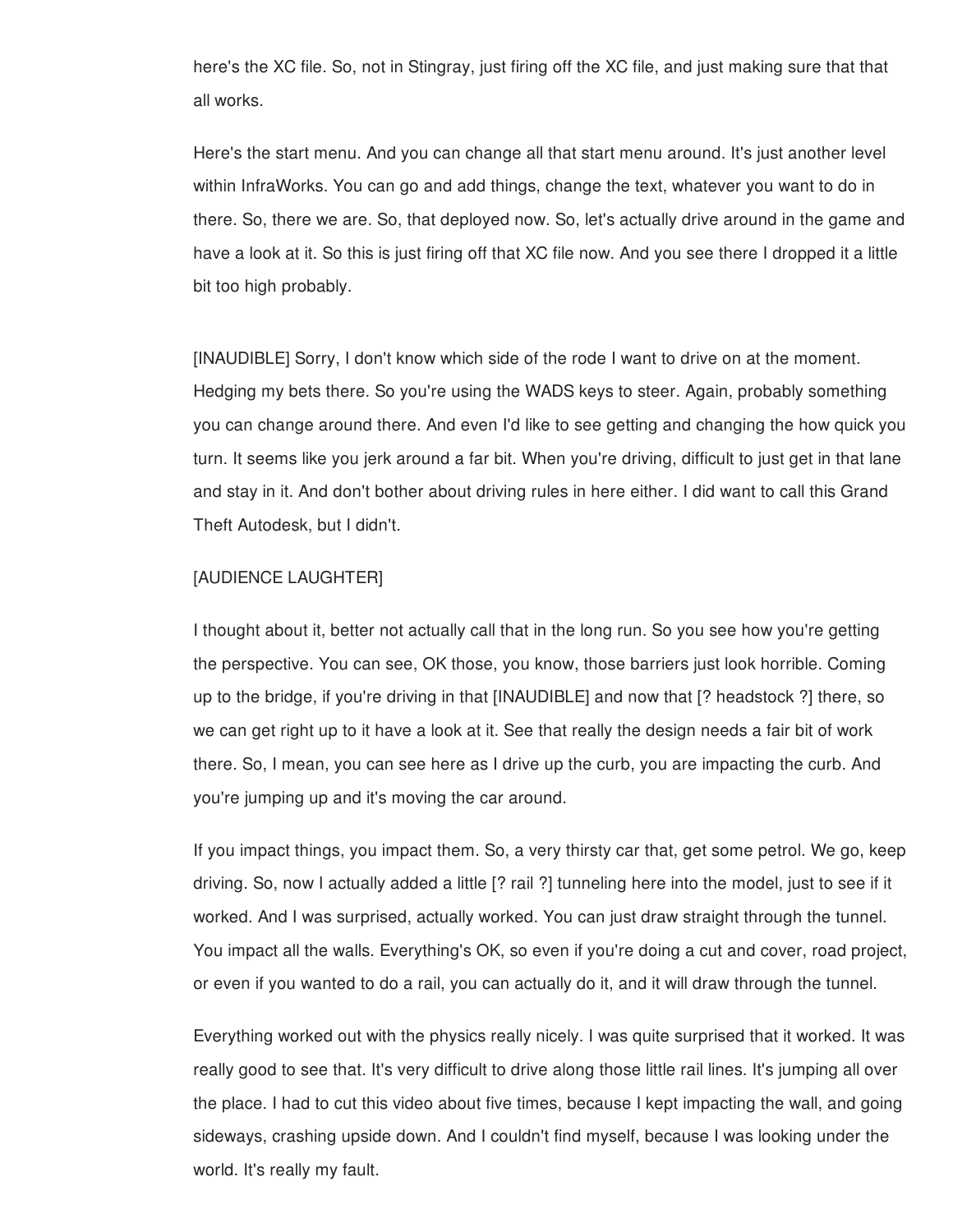here's the XC file. So, not in Stingray, just firing off the XC file, and just making sure that that all works.

Here's the start menu. And you can change all that start menu around. It's just another level within InfraWorks. You can go and add things, change the text, whatever you want to do in there. So, there we are. So, that deployed now. So, let's actually drive around in the game and have a look at it. So this is just firing off that XC file now. And you see there I dropped it a little bit too high probably.

[INAUDIBLE] Sorry, I don't know which side of the rode I want to drive on at the moment. Hedging my bets there. So you're using the WADS keys to steer. Again, probably something you can change around there. And even I'd like to see getting and changing the how quick you turn. It seems like you jerk around a far bit. When you're driving, difficult to just get in that lane and stay in it. And don't bother about driving rules in here either. I did want to call this Grand Theft Autodesk, but I didn't.

[AUDIENCE LAUGHTER]

I thought about it, better not actually call that in the long run. So you see how you're getting the perspective. You can see, OK those, you know, those barriers just look horrible. Coming up to the bridge, if you're driving in that [INAUDIBLE] and now that [? headstock ?] there, so we can get right up to it have a look at it. See that really the design needs a fair bit of work there. So, I mean, you can see here as I drive up the curb, you are impacting the curb. And you're jumping up and it's moving the car around.

If you impact things, you impact them. So, a very thirsty car that, get some petrol. We go, keep driving. So, now I actually added a little [? rail ?] tunneling here into the model, just to see if it worked. And I was surprised, actually worked. You can just draw straight through the tunnel. You impact all the walls. Everything's OK, so even if you're doing a cut and cover, road project, or even if you wanted to do a rail, you can actually do it, and it will draw through the tunnel.

Everything worked out with the physics really nicely. I was quite surprised that it worked. It was really good to see that. It's very difficult to drive along those little rail lines. It's jumping all over the place. I had to cut this video about five times, because I kept impacting the wall, and going sideways, crashing upside down. And I couldn't find myself, because I was looking under the world. It's really my fault.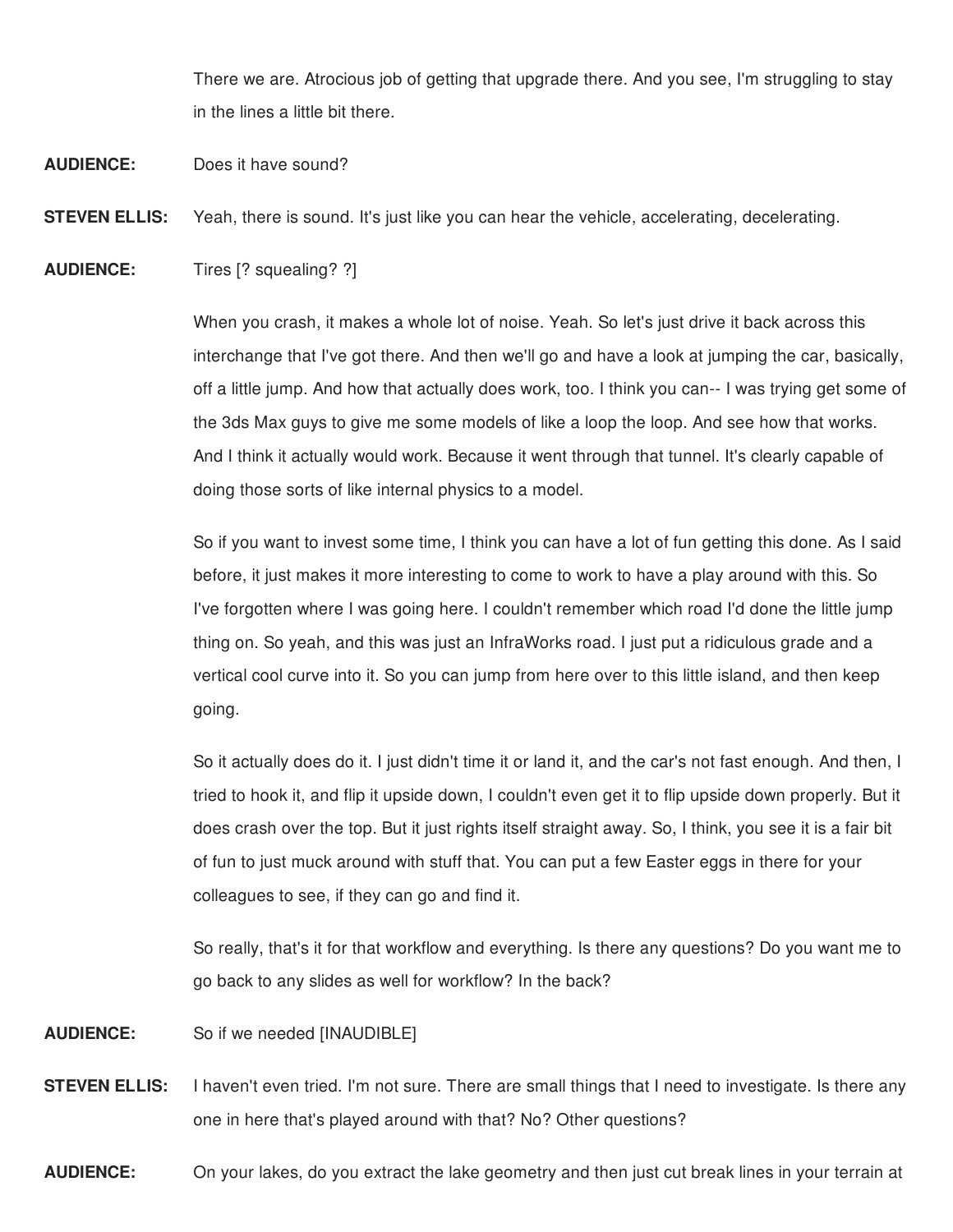There we are. Atrocious job of getting that upgrade there. And you see, I'm struggling to stay in the lines a little bit there.

**AUDIENCE:** Does it have sound?

**STEVEN ELLIS:** Yeah, there is sound. It's just like you can hear the vehicle, accelerating, decelerating.

**AUDIENCE:** Tires [? squealing? ?]

When you crash, it makes a whole lot of noise. Yeah. So let's just drive it back across this interchange that I've got there. And then we'll go and have a look at jumping the car, basically, off a little jump. And how that actually does work, too. I think you can-- I was trying get some of the 3ds Max guys to give me some models of like a loop the loop. And see how that works. And I think it actually would work. Because it went through that tunnel. It's clearly capable of doing those sorts of like internal physics to a model.

So if you want to invest some time, I think you can have a lot of fun getting this done. As I said before, it just makes it more interesting to come to work to have a play around with this. So I've forgotten where I was going here. I couldn't remember which road I'd done the little jump thing on. So yeah, and this was just an InfraWorks road. I just put a ridiculous grade and a vertical cool curve into it. So you can jump from here over to this little island, and then keep going.

So it actually does do it. I just didn't time it or land it, and the car's not fast enough. And then, I tried to hook it, and flip it upside down, I couldn't even get it to flip upside down properly. But it does crash over the top. But it just rights itself straight away. So, I think, you see it is a fair bit of fun to just muck around with stuff that. You can put a few Easter eggs in there for your colleagues to see, if they can go and find it.

So really, that's it for that workflow and everything. Is there any questions? Do you want me to go back to any slides as well for workflow? In the back?

**AUDIENCE:** So if we needed [INAUDIBLE]

**STEVEN ELLIS:** I haven't even tried. I'm not sure. There are small things that I need to investigate. Is there any one in here that's played around with that? No? Other questions?

**AUDIENCE:** On your lakes, do you extract the lake geometry and then just cut break lines in your terrain at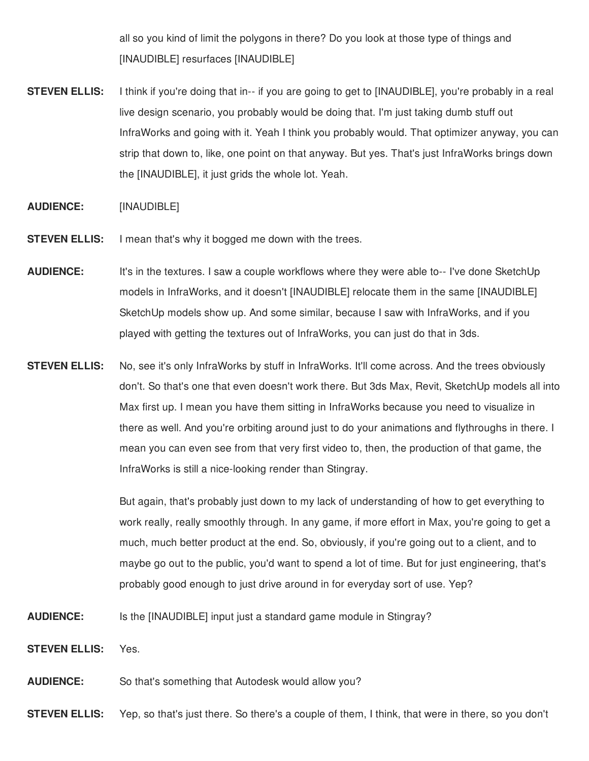all so you kind of limit the polygons in there? Do you look at those type of things and [INAUDIBLE] resurfaces [INAUDIBLE]

**STEVEN ELLIS:** I think if you're doing that in-- if you are going to get to [INAUDIBLE], you're probably in a real live design scenario, you probably would be doing that. I'm just taking dumb stuff out InfraWorks and going with it. Yeah I think you probably would. That optimizer anyway, you can strip that down to, like, one point on that anyway. But yes. That's just InfraWorks brings down the [INAUDIBLE], it just grids the whole lot. Yeah.

**AUDIENCE:** [INAUDIBLE]

**STEVEN ELLIS:** I mean that's why it bogged me down with the trees.

**AUDIENCE:** It's in the textures. I saw a couple workflows where they were able to-- I've done SketchUp models in InfraWorks, and it doesn't [INAUDIBLE] relocate them in the same [INAUDIBLE] SketchUp models show up. And some similar, because I saw with InfraWorks, and if you played with getting the textures out of InfraWorks, you can just do that in 3ds.

**STEVEN ELLIS:** No, see it's only InfraWorks by stuff in InfraWorks. It'll come across. And the trees obviously don't. So that's one that even doesn't work there. But 3ds Max, Revit, SketchUp models all into Max first up. I mean you have them sitting in InfraWorks because you need to visualize in there as well. And you're orbiting around just to do your animations and flythroughs in there. I mean you can even see from that very first video to, then, the production of that game, the InfraWorks is still a nice-looking render than Stingray.

But again, that's probably just down to my lack of understanding of how to get everything to work really, really smoothly through. In any game, if more effort in Max, you're going to get a much, much better product at the end. So, obviously, if you're going out to a client, and to maybe go out to the public, you'd want to spend a lot of time. But for just engineering, that's probably good enough to just drive around in for everyday sort of use. Yep?

**AUDIENCE:** Is the [INAUDIBLE] input just a standard game module in Stingray?

**STEVEN ELLIS:** Yes.

**AUDIENCE:** So that's something that Autodesk would allow you?

**STEVEN ELLIS:** Yep, so that's just there. So there's a couple of them, I think, that were in there, so you don't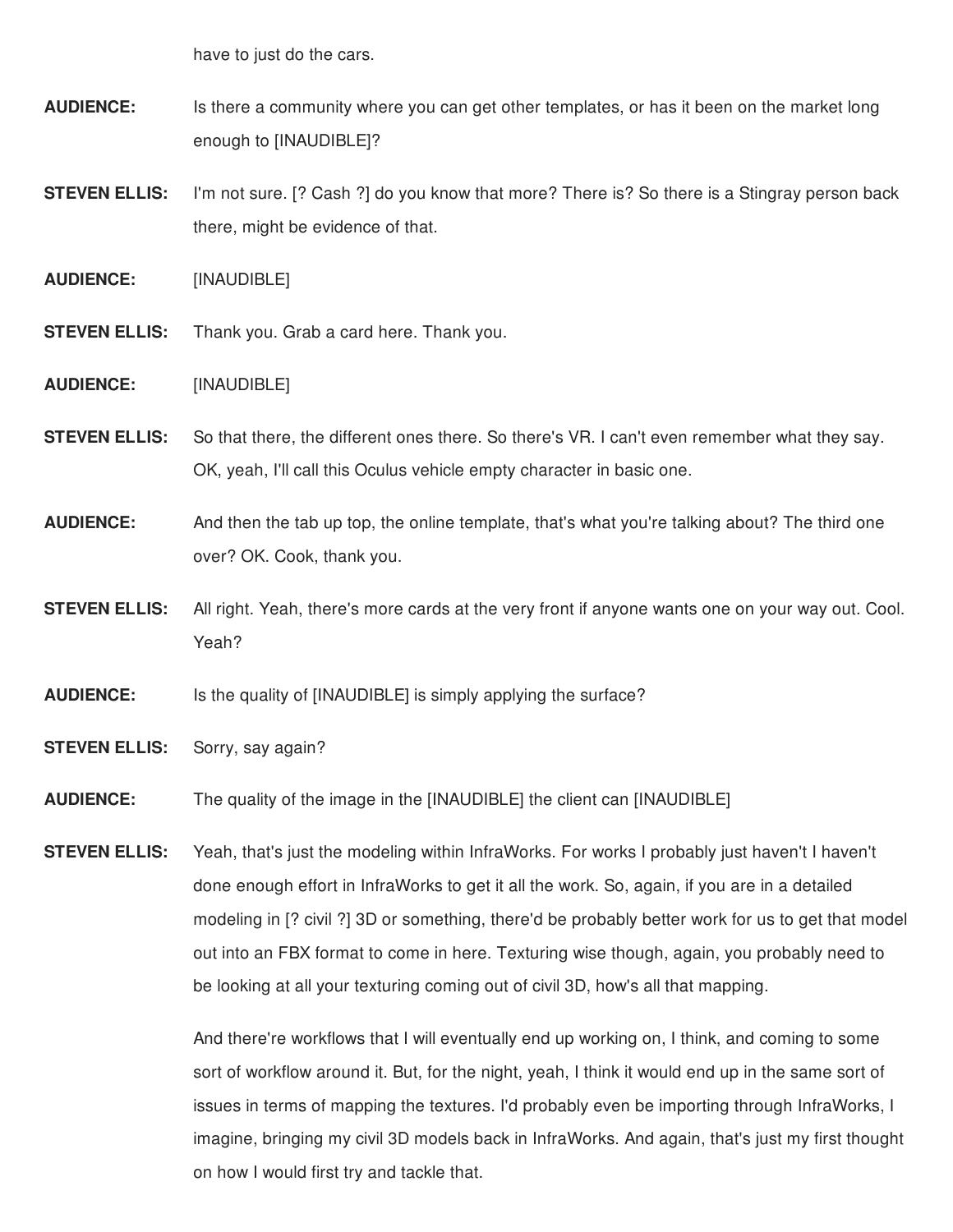have to just do the cars.

**AUDIENCE:** Is there a community where you can get other templates, or has it been on the market long enough to [INAUDIBLE]?

**STEVEN ELLIS:** I'm not sure. [? Cash ?] do you know that more? There is? So there is a Stingray person back there, might be evidence of that.

**AUDIENCE:** [INAUDIBLE]

**STEVEN ELLIS:** Thank you. Grab a card here. Thank you.

**AUDIENCE:** [INAUDIBLE]

**STEVEN ELLIS:** So that there, the different ones there. So there's VR. I can't even remember what they say. OK, yeah, I'll call this Oculus vehicle empty character in basic one.

**AUDIENCE:** And then the tab up top, the online template, that's what you're talking about? The third one over? OK. Cook, thank you.

**STEVEN ELLIS:** All right. Yeah, there's more cards at the very front if anyone wants one on your way out. Cool. Yeah?

**AUDIENCE:** Is the quality of [INAUDIBLE] is simply applying the surface?

**STEVEN ELLIS:** Sorry, say again?

**AUDIENCE:** The quality of the image in the [INAUDIBLE] the client can [INAUDIBLE]

**STEVEN ELLIS:** Yeah, that's just the modeling within InfraWorks. For works I probably just haven't I haven't done enough effort in InfraWorks to get it all the work. So, again, if you are in a detailed modeling in [? civil ?] 3D or something, there'd be probably better work for us to get that model out into an FBX format to come in here. Texturing wise though, again, you probably need to be looking at all your texturing coming out of civil 3D, how's all that mapping.

And there're workflows that I will eventually end up working on, I think, and coming to some sort of workflow around it. But, for the night, yeah, I think it would end up in the same sort of issues in terms of mapping the textures. I'd probably even be importing through InfraWorks, I imagine, bringing my civil 3D models back in InfraWorks. And again, that's just my first thought on how I would first try and tackle that.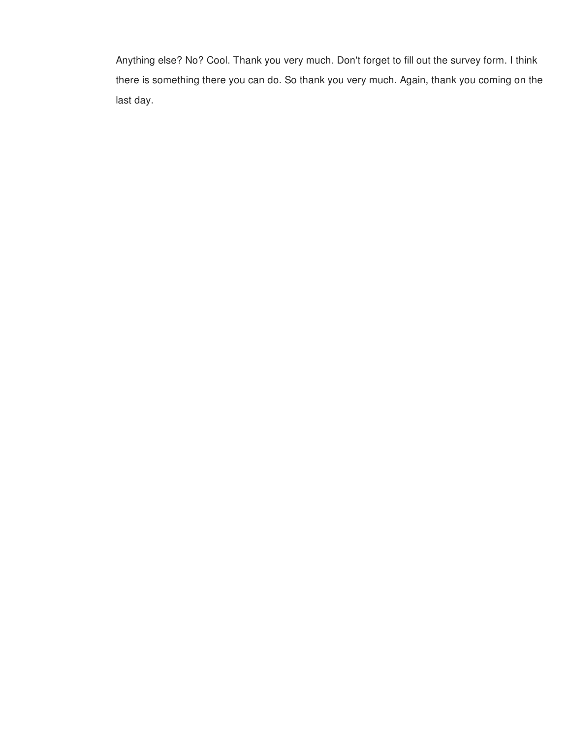Anything else? No? Cool. Thank you very much. Don't forget to fill out the survey form. I think there is something there you can do. So thank you very much. Again, thank you coming on the last day.